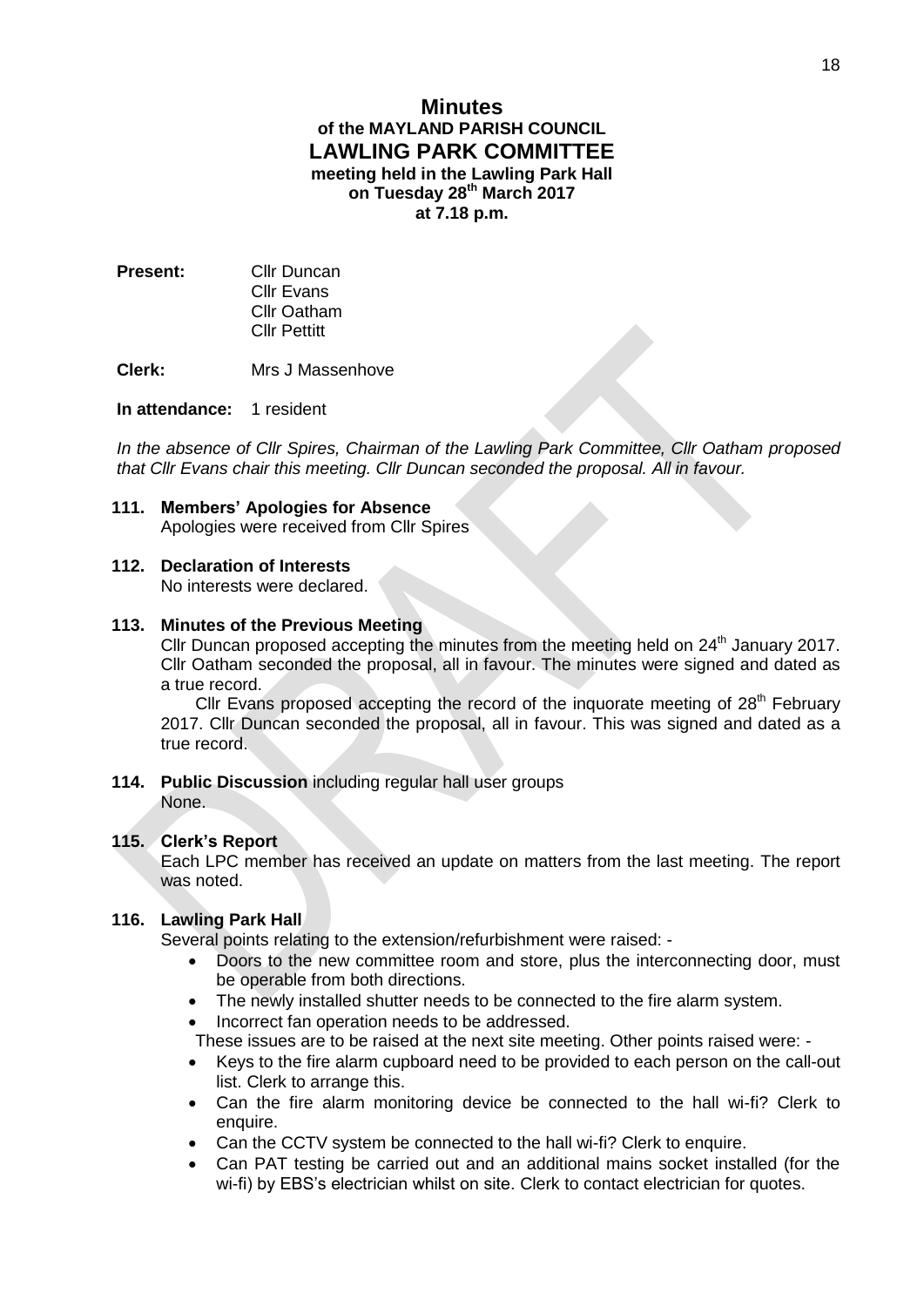# Minutes
## of the MAYLAND PARISH COUNCIL
## LAWLING PARK COMMITTEE
**meeting held in the Lawling Park Hall**
**on Tuesday 28th March 2017**
**at 7.18 p.m.**

**Present:** Cllr Duncan
Cllr Evans
Cllr Oatham
Cllr Pettitt

**Clerk:** Mrs J Massenhove

**In attendance:** 1 resident

*In the absence of Cllr Spires, Chairman of the Lawling Park Committee, Cllr Oatham proposed that Cllr Evans chair this meeting. Cllr Duncan seconded the proposal. All in favour.*

**111. Members' Apologies for Absence**
Apologies were received from Cllr Spires

**112. Declaration of Interests**
No interests were declared.

**113. Minutes of the Previous Meeting**
Cllr Duncan proposed accepting the minutes from the meeting held on 24th January 2017. Cllr Oatham seconded the proposal, all in favour. The minutes were signed and dated as a true record.

Cllr Evans proposed accepting the record of the inquorate meeting of 28th February 2017. Cllr Duncan seconded the proposal, all in favour. This was signed and dated as a true record.

**114. Public Discussion** including regular hall user groups
None.

**115. Clerk's Report**
Each LPC member has received an update on matters from the last meeting. The report was noted.

**116. Lawling Park Hall**
Several points relating to the extension/refurbishment were raised: -

- Doors to the new committee room and store, plus the interconnecting door, must be operable from both directions.
- The newly installed shutter needs to be connected to the fire alarm system.
- Incorrect fan operation needs to be addressed.

These issues are to be raised at the next site meeting. Other points raised were: -

- Keys to the fire alarm cupboard need to be provided to each person on the call-out list. Clerk to arrange this.
- Can the fire alarm monitoring device be connected to the hall wi-fi? Clerk to enquire.
- Can the CCTV system be connected to the hall wi-fi? Clerk to enquire.
- Can PAT testing be carried out and an additional mains socket installed (for the wi-fi) by EBS's electrician whilst on site. Clerk to contact electrician for quotes.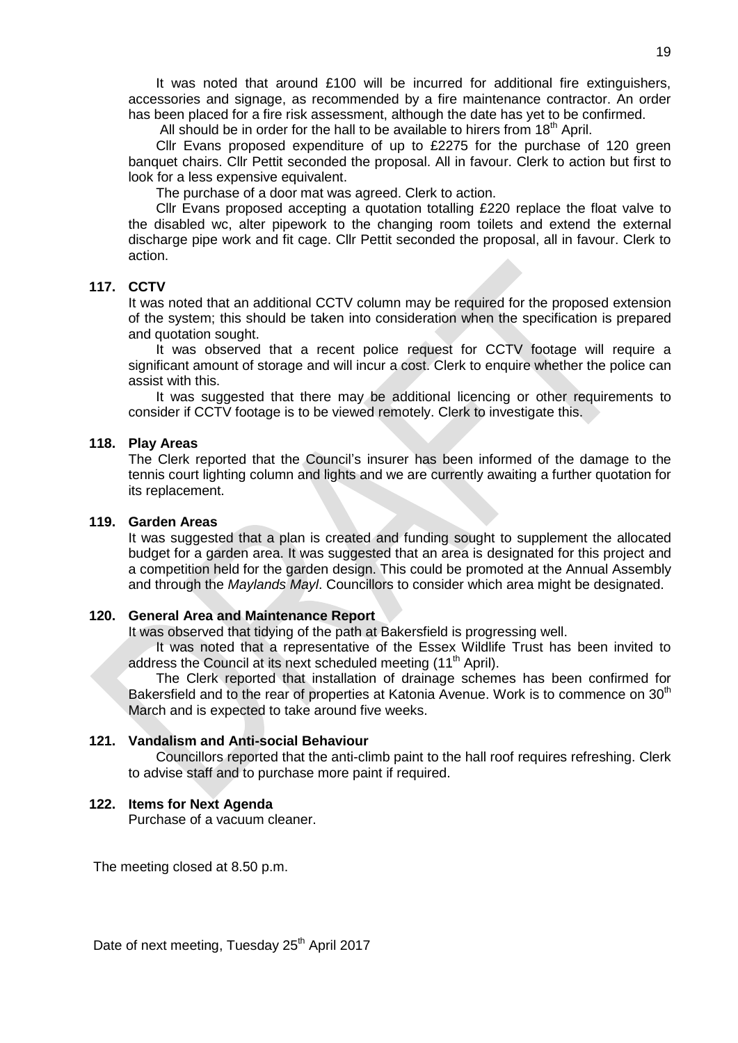It was noted that around £100 will be incurred for additional fire extinguishers, accessories and signage, as recommended by a fire maintenance contractor. An order has been placed for a fire risk assessment, although the date has yet to be confirmed.

All should be in order for the hall to be available to hirers from 18th April.

Cllr Evans proposed expenditure of up to £2275 for the purchase of 120 green banquet chairs. Cllr Pettit seconded the proposal. All in favour. Clerk to action but first to look for a less expensive equivalent.

The purchase of a door mat was agreed. Clerk to action.

Cllr Evans proposed accepting a quotation totalling £220 replace the float valve to the disabled wc, alter pipework to the changing room toilets and extend the external discharge pipe work and fit cage. Cllr Pettit seconded the proposal, all in favour. Clerk to action.

**117. CCTV**

It was noted that an additional CCTV column may be required for the proposed extension of the system; this should be taken into consideration when the specification is prepared and quotation sought.

It was observed that a recent police request for CCTV footage will require a significant amount of storage and will incur a cost. Clerk to enquire whether the police can assist with this.

It was suggested that there may be additional licencing or other requirements to consider if CCTV footage is to be viewed remotely. Clerk to investigate this.

**118. Play Areas**

The Clerk reported that the Council's insurer has been informed of the damage to the tennis court lighting column and lights and we are currently awaiting a further quotation for its replacement.

**119. Garden Areas**

It was suggested that a plan is created and funding sought to supplement the allocated budget for a garden area. It was suggested that an area is designated for this project and a competition held for the garden design. This could be promoted at the Annual Assembly and through the *Maylands Mayl*. Councillors to consider which area might be designated.

**120. General Area and Maintenance Report**

It was observed that tidying of the path at Bakersfield is progressing well.

It was noted that a representative of the Essex Wildlife Trust has been invited to address the Council at its next scheduled meeting (11th April).

The Clerk reported that installation of drainage schemes has been confirmed for Bakersfield and to the rear of properties at Katonia Avenue. Work is to commence on 30th March and is expected to take around five weeks.

**121. Vandalism and Anti-social Behaviour**

Councillors reported that the anti-climb paint to the hall roof requires refreshing. Clerk to advise staff and to purchase more paint if required.

**122. Items for Next Agenda**

Purchase of a vacuum cleaner.

The meeting closed at 8.50 p.m.

Date of next meeting, Tuesday 25th April 2017